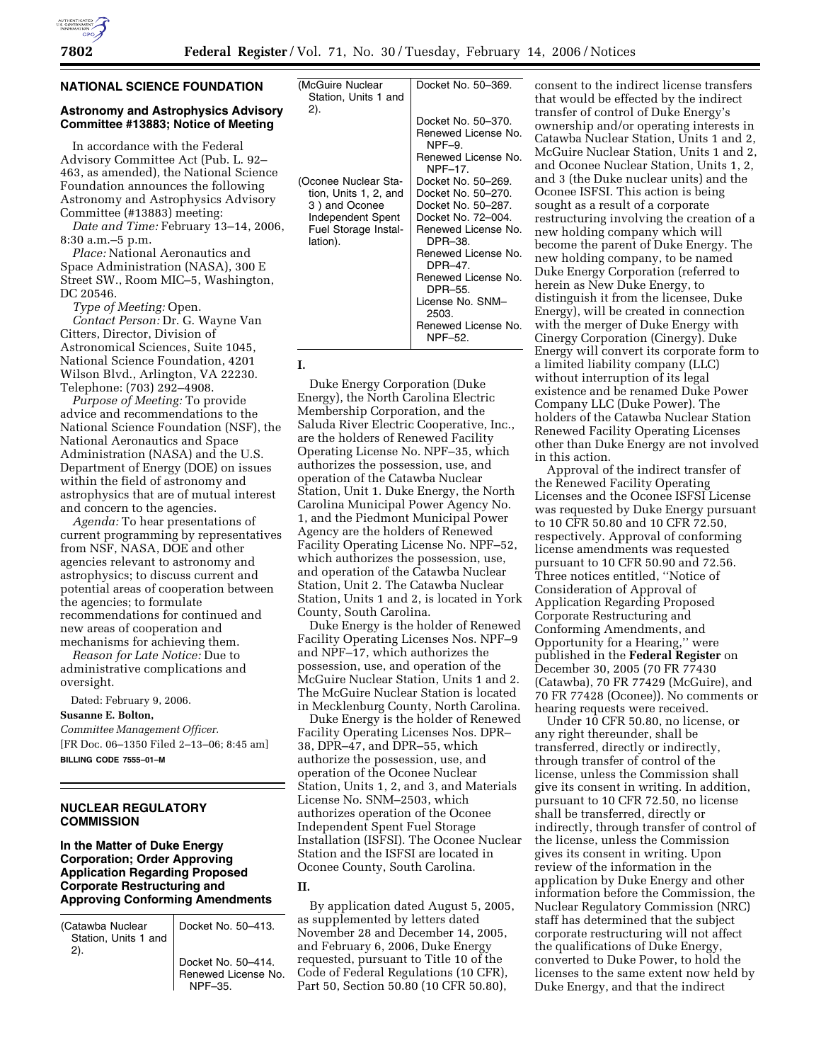## NATIONAL SCIENCE FOUNDATION

### Astronomy and Astrophysics Advisory Committee #13883; Notice of Meeting

In accordance with the Federal Advisory Committee Act (Pub. L. 92–463, as amended), the National Science Foundation announces the following Astronomy and Astrophysics Advisory Committee (#13883) meeting:

*Date and Time:* February 13–14, 2006, 8:30 a.m.–5 p.m.

*Place:* National Aeronautics and Space Administration (NASA), 300 E Street SW., Room MIC–5, Washington, DC 20546.

*Type of Meeting:* Open.

*Contact Person:* Dr. G. Wayne Van Citters, Director, Division of Astronomical Sciences, Suite 1045, National Science Foundation, 4201 Wilson Blvd., Arlington, VA 22230. Telephone: (703) 292–4908.

*Purpose of Meeting:* To provide advice and recommendations to the National Science Foundation (NSF), the National Aeronautics and Space Administration (NASA) and the U.S. Department of Energy (DOE) on issues within the field of astronomy and astrophysics that are of mutual interest and concern to the agencies.

*Agenda:* To hear presentations of current programming by representatives from NSF, NASA, DOE and other agencies relevant to astronomy and astrophysics; to discuss current and potential areas of cooperation between the agencies; to formulate recommendations for continued and new areas of cooperation and mechanisms for achieving them.

*Reason for Late Notice:* Due to administrative complications and oversight.

Dated: February 9, 2006.

**Susanne E. Bolton,**

*Committee Management Officer.*

[FR Doc. 06–1350 Filed 2–13–06; 8:45 am]

**BILLING CODE 7555–01–M**

## NUCLEAR REGULATORY COMMISSION

### In the Matter of Duke Energy Corporation; Order Approving Application Regarding Proposed Corporate Restructuring and Approving Conforming Amendments

| | |
|---|---|
| (Catawba Nuclear Station, Units 1 and 2). | Docket No. 50–413.<br>Docket No. 50–414.<br>Renewed License No. NPF–35. |
| (McGuire Nuclear Station, Units 1 and 2). | Docket No. 50–369.<br>Docket No. 50–370.<br>Renewed License No. NPF–9.<br>Renewed License No. NPF–17. |
| (Oconee Nuclear Station, Units 1, 2, and 3 ) and Oconee Independent Spent Fuel Storage Installation). | Docket No. 50–269.<br>Docket No. 50–270.<br>Docket No. 50–287.<br>Docket No. 72–004.<br>Renewed License No. DPR–38.<br>Renewed License No. DPR–47.<br>Renewed License No. DPR–55.<br>License No. SNM–2503.<br>Renewed License No. NPF–52. |

**I.**

Duke Energy Corporation (Duke Energy), the North Carolina Electric Membership Corporation, and the Saluda River Electric Cooperative, Inc., are the holders of Renewed Facility Operating License No. NPF–35, which authorizes the possession, use, and operation of the Catawba Nuclear Station, Unit 1. Duke Energy, the North Carolina Municipal Power Agency No. 1, and the Piedmont Municipal Power Agency are the holders of Renewed Facility Operating License No. NPF–52, which authorizes the possession, use, and operation of the Catawba Nuclear Station, Unit 2. The Catawba Nuclear Station, Units 1 and 2, is located in York County, South Carolina.

Duke Energy is the holder of Renewed Facility Operating Licenses Nos. NPF–9 and NPF–17, which authorizes the possession, use, and operation of the McGuire Nuclear Station, Units 1 and 2. The McGuire Nuclear Station is located in Mecklenburg County, North Carolina.

Duke Energy is the holder of Renewed Facility Operating Licenses Nos. DPR–38, DPR–47, and DPR–55, which authorize the possession, use, and operation of the Oconee Nuclear Station, Units 1, 2, and 3, and Materials License No. SNM–2503, which authorizes operation of the Oconee Independent Spent Fuel Storage Installation (ISFSI). The Oconee Nuclear Station and the ISFSI are located in Oconee County, South Carolina.

**II.**

By application dated August 5, 2005, as supplemented by letters dated November 28 and December 14, 2005, and February 6, 2006, Duke Energy requested, pursuant to Title 10 of the Code of Federal Regulations (10 CFR), Part 50, Section 50.80 (10 CFR 50.80), consent to the indirect license transfers that would be effected by the indirect transfer of control of Duke Energy's ownership and/or operating interests in Catawba Nuclear Station, Units 1 and 2, McGuire Nuclear Station, Units 1 and 2, and Oconee Nuclear Station, Units 1, 2, and 3 (the Duke nuclear units) and the Oconee ISFSI. This action is being sought as a result of a corporate restructuring involving the creation of a new holding company which will become the parent of Duke Energy. The new holding company, to be named Duke Energy Corporation (referred to herein as New Duke Energy, to distinguish it from the licensee, Duke Energy), will be created in connection with the merger of Duke Energy with Cinergy Corporation (Cinergy). Duke Energy will convert its corporate form to a limited liability company (LLC) without interruption of its legal existence and be renamed Duke Power Company LLC (Duke Power). The holders of the Catawba Nuclear Station Renewed Facility Operating Licenses other than Duke Energy are not involved in this action.

Approval of the indirect transfer of the Renewed Facility Operating Licenses and the Oconee ISFSI License was requested by Duke Energy pursuant to 10 CFR 50.80 and 10 CFR 72.50, respectively. Approval of conforming license amendments was requested pursuant to 10 CFR 50.90 and 72.56. Three notices entitled, ''Notice of Consideration of Approval of Application Regarding Proposed Corporate Restructuring and Conforming Amendments, and Opportunity for a Hearing,'' were published in the **Federal Register** on December 30, 2005 (70 FR 77430 (Catawba), 70 FR 77429 (McGuire), and 70 FR 77428 (Oconee)). No comments or hearing requests were received.

Under 10 CFR 50.80, no license, or any right thereunder, shall be transferred, directly or indirectly, through transfer of control of the license, unless the Commission shall give its consent in writing. In addition, pursuant to 10 CFR 72.50, no license shall be transferred, directly or indirectly, through transfer of control of the license, unless the Commission gives its consent in writing. Upon review of the information in the application by Duke Energy and other information before the Commission, the Nuclear Regulatory Commission (NRC) staff has determined that the subject corporate restructuring will not affect the qualifications of Duke Energy, converted to Duke Power, to hold the licenses to the same extent now held by Duke Energy, and that the indirect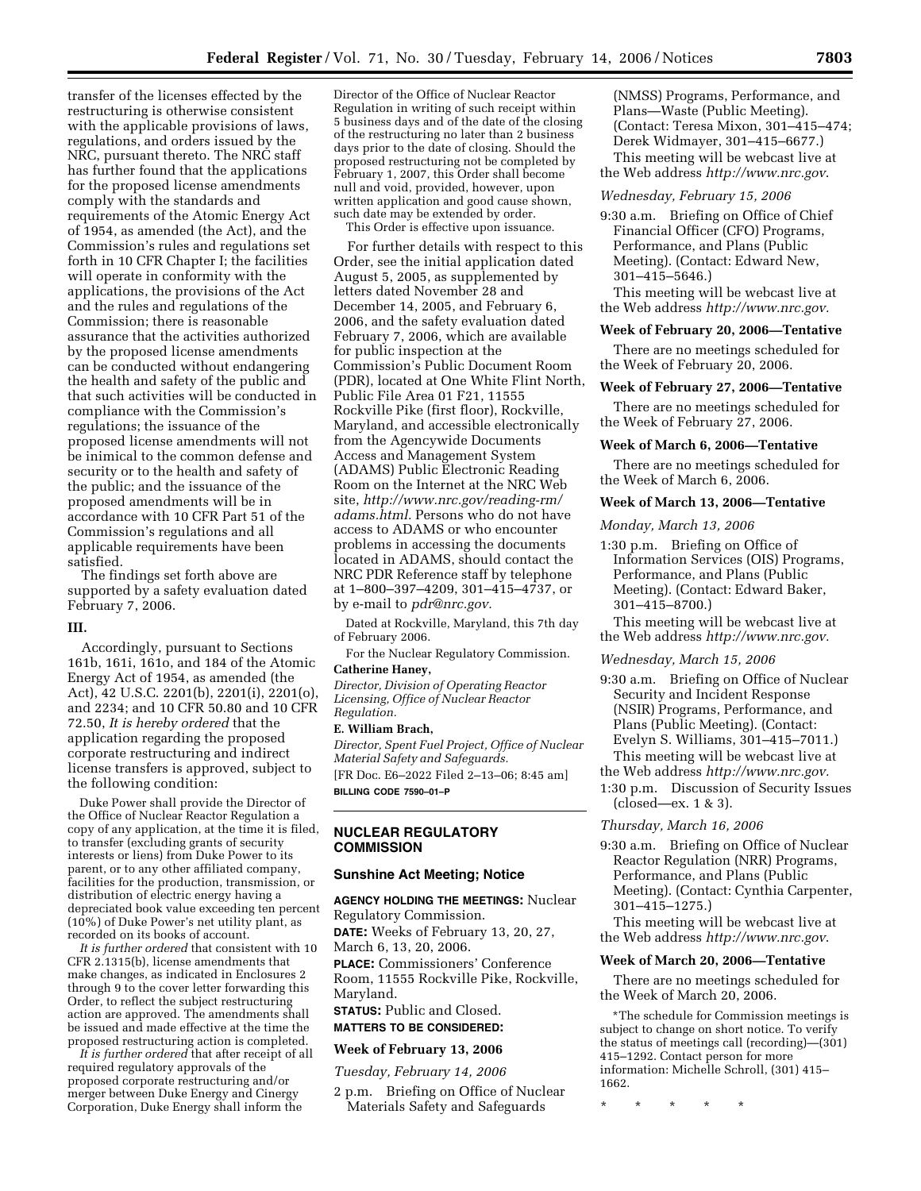transfer of the licenses effected by the restructuring is otherwise consistent with the applicable provisions of laws, regulations, and orders issued by the NRC, pursuant thereto. The NRC staff has further found that the applications for the proposed license amendments comply with the standards and requirements of the Atomic Energy Act of 1954, as amended (the Act), and the Commission's rules and regulations set forth in 10 CFR Chapter I; the facilities will operate in conformity with the applications, the provisions of the Act and the rules and regulations of the Commission; there is reasonable assurance that the activities authorized by the proposed license amendments can be conducted without endangering the health and safety of the public and that such activities will be conducted in compliance with the Commission's regulations; the issuance of the proposed license amendments will not be inimical to the common defense and security or to the health and safety of the public; and the issuance of the proposed amendments will be in accordance with 10 CFR Part 51 of the Commission's regulations and all applicable requirements have been satisfied.

The findings set forth above are supported by a safety evaluation dated February 7, 2006.

## III.

Accordingly, pursuant to Sections 161b, 161i, 161o, and 184 of the Atomic Energy Act of 1954, as amended (the Act), 42 U.S.C. 2201(b), 2201(i), 2201(o), and 2234; and 10 CFR 50.80 and 10 CFR 72.50, *It is hereby ordered* that the application regarding the proposed corporate restructuring and indirect license transfers is approved, subject to the following condition:

Duke Power shall provide the Director of the Office of Nuclear Reactor Regulation a copy of any application, at the time it is filed, to transfer (excluding grants of security interests or liens) from Duke Power to its parent, or to any other affiliated company, facilities for the production, transmission, or distribution of electric energy having a depreciated book value exceeding ten percent (10%) of Duke Power's net utility plant, as recorded on its books of account.

*It is further ordered* that consistent with 10 CFR 2.1315(b), license amendments that make changes, as indicated in Enclosures 2 through 9 to the cover letter forwarding this Order, to reflect the subject restructuring action are approved. The amendments shall be issued and made effective at the time the proposed restructuring action is completed.

*It is further ordered* that after receipt of all required regulatory approvals of the proposed corporate restructuring and/or merger between Duke Energy and Cinergy Corporation, Duke Energy shall inform the Director of the Office of Nuclear Reactor Regulation in writing of such receipt within 5 business days and of the date of the closing of the restructuring no later than 2 business days prior to the date of closing. Should the proposed restructuring not be completed by February 1, 2007, this Order shall become null and void, provided, however, upon written application and good cause shown, such date may be extended by order.

This Order is effective upon issuance.

For further details with respect to this Order, see the initial application dated August 5, 2005, as supplemented by letters dated November 28 and December 14, 2005, and February 6, 2006, and the safety evaluation dated February 7, 2006, which are available for public inspection at the Commission's Public Document Room (PDR), located at One White Flint North, Public File Area 01 F21, 11555 Rockville Pike (first floor), Rockville, Maryland, and accessible electronically from the Agencywide Documents Access and Management System (ADAMS) Public Electronic Reading Room on the Internet at the NRC Web site, *http://www.nrc.gov/reading-rm/adams.html.* Persons who do not have access to ADAMS or who encounter problems in accessing the documents located in ADAMS, should contact the NRC PDR Reference staff by telephone at 1–800–397–4209, 301–415–4737, or by e-mail to *pdr@nrc.gov.*

Dated at Rockville, Maryland, this 7th day of February 2006.

For the Nuclear Regulatory Commission.

**Catherine Haney,**

*Director, Division of Operating Reactor Licensing, Office of Nuclear Reactor Regulation.*

**E. William Brach,**

*Director, Spent Fuel Project, Office of Nuclear Material Safety and Safeguards.*

[FR Doc. E6–2022 Filed 2–13–06; 8:45 am]

**BILLING CODE 7590–01–P**

## NUCLEAR REGULATORY COMMISSION

### Sunshine Act Meeting; Notice

**AGENCY HOLDING THE MEETINGS:** Nuclear Regulatory Commission.

**DATE:** Weeks of February 13, 20, 27, March 6, 13, 20, 2006.

**PLACE:** Commissioners' Conference Room, 11555 Rockville Pike, Rockville, Maryland.

**STATUS:** Public and Closed.

**MATTERS TO BE CONSIDERED:**

#### Week of February 13, 2006

*Tuesday, February 14, 2006*

2 p.m. Briefing on Office of Nuclear Materials Safety and Safeguards (NMSS) Programs, Performance, and Plans—Waste (Public Meeting). (Contact: Teresa Mixon, 301–415–474; Derek Widmayer, 301–415–6677.)

This meeting will be webcast live at the Web address *http://www.nrc.gov*.

*Wednesday, February 15, 2006*

9:30 a.m. Briefing on Office of Chief Financial Officer (CFO) Programs, Performance, and Plans (Public Meeting). (Contact: Edward New, 301–415–5646.)

This meeting will be webcast live at the Web address *http://www.nrc.gov.*

#### Week of February 20, 2006—Tentative

There are no meetings scheduled for the Week of February 20, 2006.

#### Week of February 27, 2006—Tentative

There are no meetings scheduled for the Week of February 27, 2006.

#### Week of March 6, 2006—Tentative

There are no meetings scheduled for the Week of March 6, 2006.

#### Week of March 13, 2006—Tentative

*Monday, March 13, 2006*

1:30 p.m. Briefing on Office of Information Services (OIS) Programs, Performance, and Plans (Public Meeting). (Contact: Edward Baker, 301–415–8700.)

This meeting will be webcast live at the Web address *http://www.nrc.gov*.

*Wednesday, March 15, 2006*

9:30 a.m. Briefing on Office of Nuclear Security and Incident Response (NSIR) Programs, Performance, and Plans (Public Meeting). (Contact: Evelyn S. Williams, 301–415–7011.)

This meeting will be webcast live at the Web address *http://www.nrc.gov.*

1:30 p.m. Discussion of Security Issues (closed—ex. 1 & 3).

*Thursday, March 16, 2006*

9:30 a.m. Briefing on Office of Nuclear Reactor Regulation (NRR) Programs, Performance, and Plans (Public Meeting). (Contact: Cynthia Carpenter, 301–415–1275.)

This meeting will be webcast live at the Web address *http://www.nrc.gov*.

#### Week of March 20, 2006—Tentative

There are no meetings scheduled for the Week of March 20, 2006.

*The schedule for Commission meetings is subject to change on short notice. To verify the status of meetings call (recording)—(301) 415–1292. Contact person for more information: Michelle Schroll, (301) 415–1662.

\* \* \* \* \*